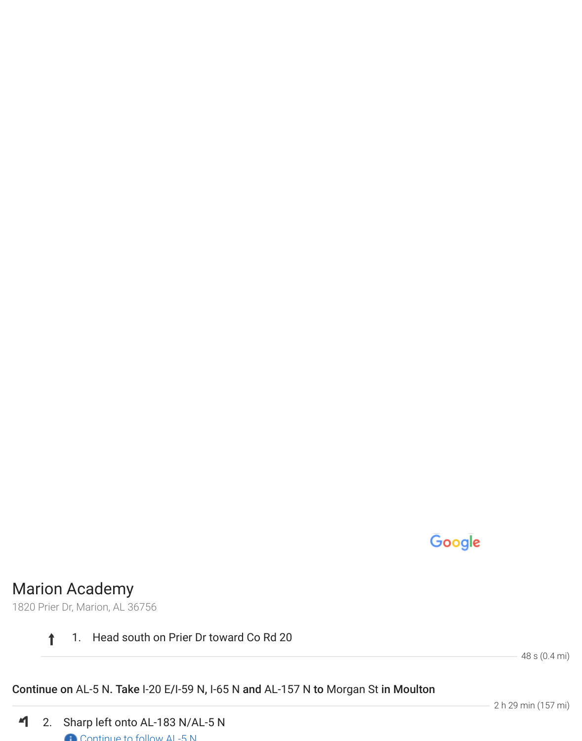Google

## Marion Academy

1820 Prier Dr, Marion, AL 36756

1. Head south on Prier Dr toward Co Rd 20

48 s (0.4 mi)

**Continue on** AL-5 N. **Take** I-20 E/I-59 N**,** I-65 N **and** AL-157 N **to** Morgan St **in Moulton**

2 h 29 min (157 mi)

2. Sharp left onto AL-183 N/AL-5 N

Continue to follow AL-5 N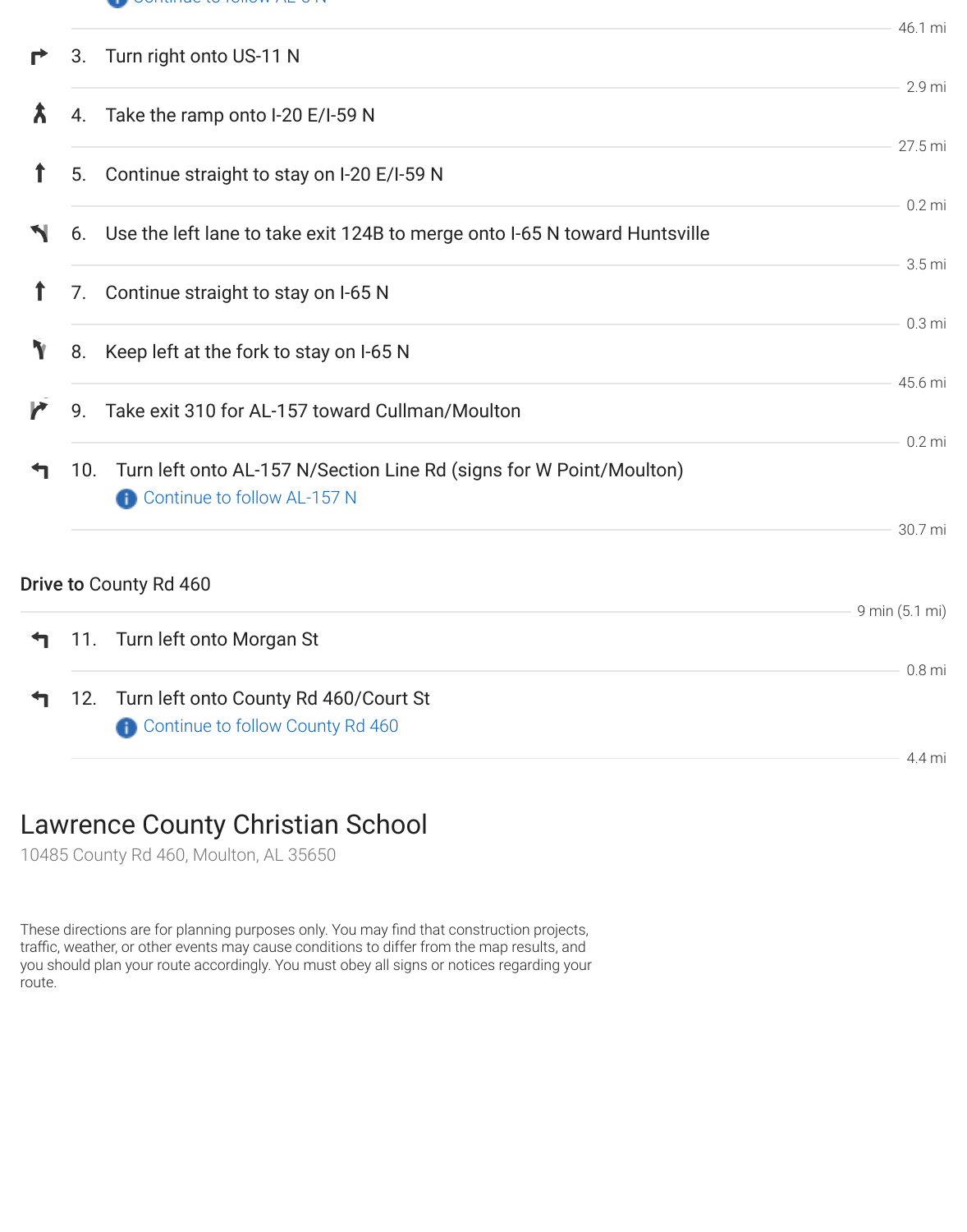46.1 mi

3. Turn right onto US-11 N

2.9 mi

4. Take the ramp onto I-20 E/I-59 N

27.5 mi

5. Continue straight to stay on I-20 E/I-59 N

0.2 mi

6. Use the left lane to take exit 124B to merge onto I-65 N toward Huntsville

3.5 mi

7. Continue straight to stay on I-65 N

0.3 mi

8. Keep left at the fork to stay on I-65 N

45.6 mi

9. Take exit 310 for AL-157 toward Cullman/Moulton

0.2 mi

10. Turn left onto AL-157 N/Section Line Rd (signs for W Point/Moulton)
    Continue to follow AL-157 N

30.7 mi

**Drive to** County Rd 460

9 min (5.1 mi)

11. Turn left onto Morgan St

0.8 mi

12. Turn left onto County Rd 460/Court St
    Continue to follow County Rd 460

4.4 mi

## Lawrence County Christian School

10485 County Rd 460, Moulton, AL 35650

These directions are for planning purposes only. You may find that construction projects, traffic, weather, or other events may cause conditions to differ from the map results, and you should plan your route accordingly. You must obey all signs or notices regarding your route.